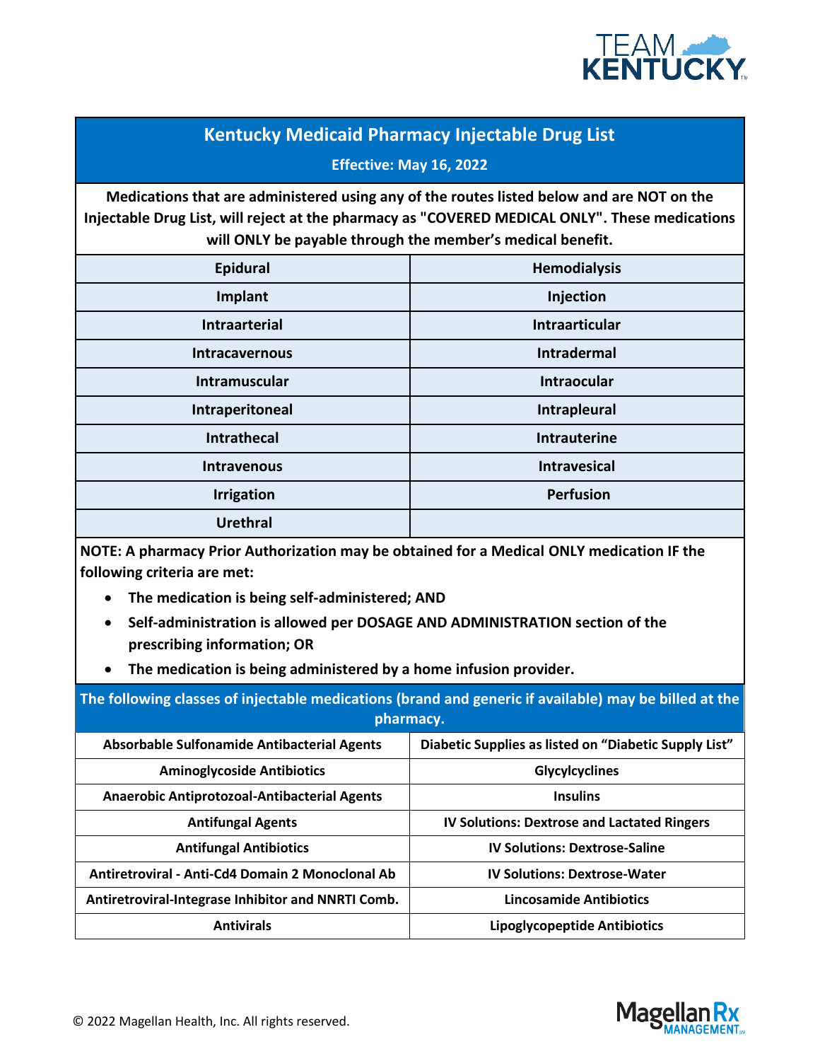# Kentucky Medicaid Pharmacy Injectable Drug List

**Effective: May 16, 2022**

**Medications that are administered using any of the routes listed below and are NOT on the Injectable Drug List, will reject at the pharmacy as "COVERED MEDICAL ONLY". These medications will ONLY be payable through the member's medical benefit.**

| | |
|---|---|
| Epidural | Hemodialysis |
| Implant | Injection |
| Intraarterial | Intraarticular |
| Intracavernous | Intradermal |
| Intramuscular | Intraocular |
| Intraperitoneal | Intrapleural |
| Intrathecal | Intrauterine |
| Intravenous | Intravesical |
| Irrigation | Perfusion |
| Urethral | |

**NOTE: A pharmacy Prior Authorization may be obtained for a Medical ONLY medication IF the following criteria are met:**

- **The medication is being self-administered; AND**
- **Self-administration is allowed per DOSAGE AND ADMINISTRATION section of the prescribing information; OR**
- **The medication is being administered by a home infusion provider.**

**The following classes of injectable medications (brand and generic if available) may be billed at the pharmacy.**

| | |
|---|---|
| Absorbable Sulfonamide Antibacterial Agents | Diabetic Supplies as listed on "Diabetic Supply List" |
| Aminoglycoside Antibiotics | Glycylcyclines |
| Anaerobic Antiprotozoal-Antibacterial Agents | Insulins |
| Antifungal Agents | IV Solutions: Dextrose and Lactated Ringers |
| Antifungal Antibiotics | IV Solutions: Dextrose-Saline |
| Antiretroviral - Anti-Cd4 Domain 2 Monoclonal Ab | IV Solutions: Dextrose-Water |
| Antiretroviral-Integrase Inhibitor and NNRTI Comb. | Lincosamide Antibiotics |
| Antivirals | Lipoglycopeptide Antibiotics |

© 2022 Magellan Health, Inc. All rights reserved.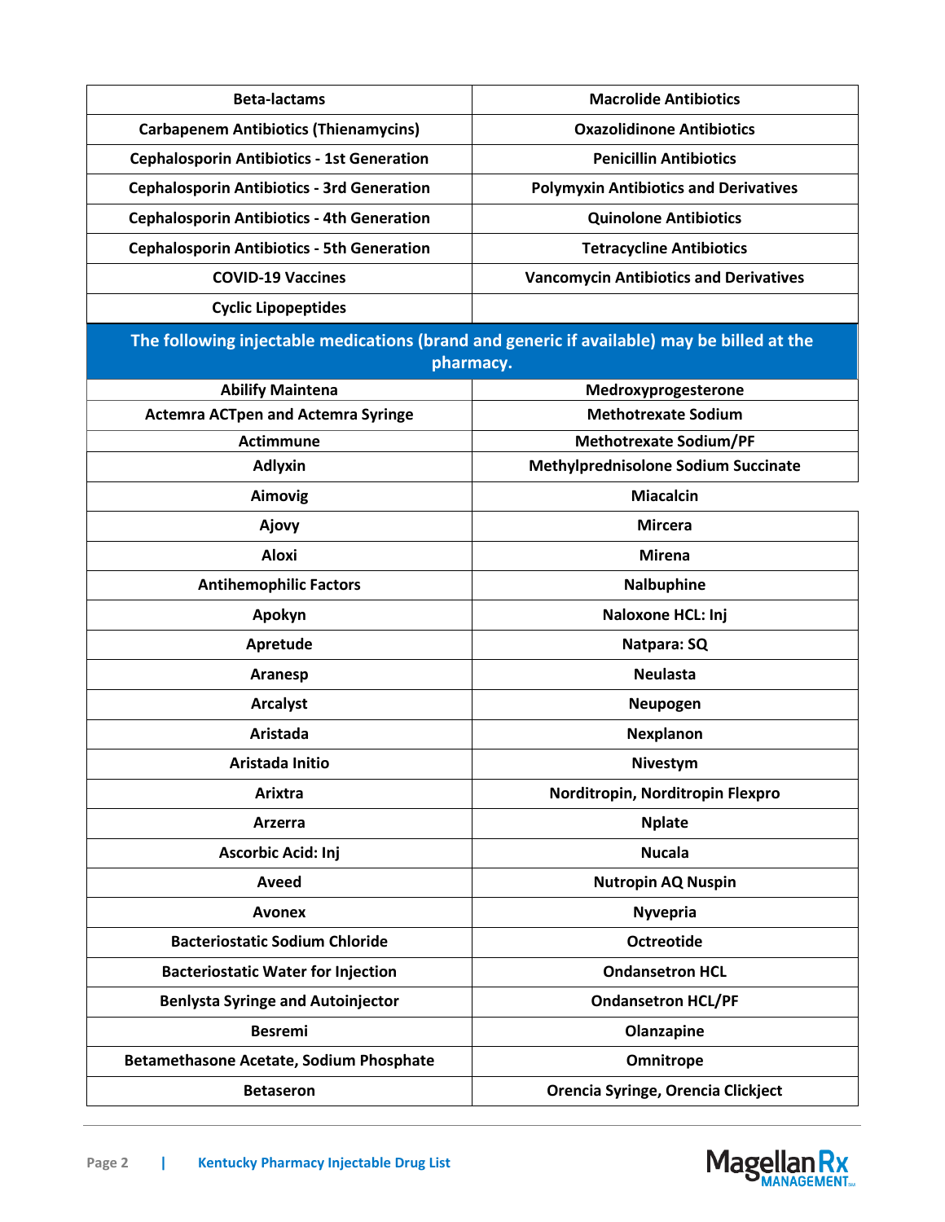| | |
|---|---|
| Beta-lactams | Macrolide Antibiotics |
| Carbapenem Antibiotics (Thienamycins) | Oxazolidinone Antibiotics |
| Cephalosporin Antibiotics - 1st Generation | Penicillin Antibiotics |
| Cephalosporin Antibiotics - 3rd Generation | Polymyxin Antibiotics and Derivatives |
| Cephalosporin Antibiotics - 4th Generation | Quinolone Antibiotics |
| Cephalosporin Antibiotics - 5th Generation | Tetracycline Antibiotics |
| COVID-19 Vaccines | Vancomycin Antibiotics and Derivatives |
| Cyclic Lipopeptides | |

**The following injectable medications (brand and generic if available) may be billed at the pharmacy.**

| | |
|---|---|
| Abilify Maintena | Medroxyprogesterone |
| Actemra ACTpen and Actemra Syringe | Methotrexate Sodium |
| Actimmune | Methotrexate Sodium/PF |
| Adlyxin | Methylprednisolone Sodium Succinate |
| Aimovig | Miacalcin |
| Ajovy | Mircera |
| Aloxi | Mirena |
| Antihemophilic Factors | Nalbuphine |
| Apokyn | Naloxone HCL: Inj |
| Apretude | Natpara: SQ |
| Aranesp | Neulasta |
| Arcalyst | Neupogen |
| Aristada | Nexplanon |
| Aristada Initio | Nivestym |
| Arixtra | Norditropin, Norditropin Flexpro |
| Arzerra | Nplate |
| Ascorbic Acid: Inj | Nucala |
| Aveed | Nutropin AQ Nuspin |
| Avonex | Nyvepria |
| Bacteriostatic Sodium Chloride | Octreotide |
| Bacteriostatic Water for Injection | Ondansetron HCL |
| Benlysta Syringe and Autoinjector | Ondansetron HCL/PF |
| Besremi | Olanzapine |
| Betamethasone Acetate, Sodium Phosphate | Omnitrope |
| Betaseron | Orencia Syringe, Orencia Clickject |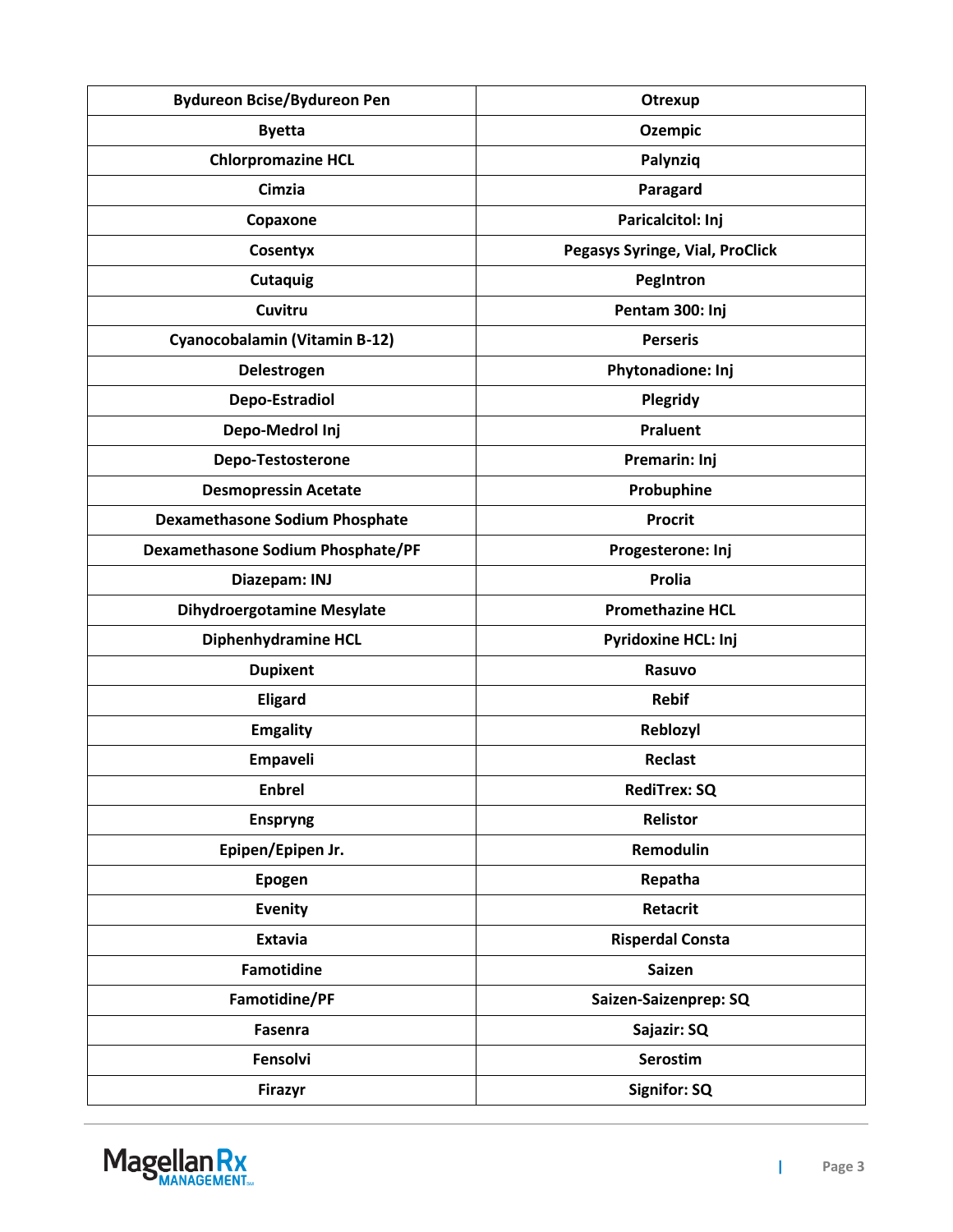| Bydureon Bcise/Bydureon Pen | Otrexup |
|---|---|
| Byetta | Ozempic |
| Chlorpromazine HCL | Palynziq |
| Cimzia | Paragard |
| Copaxone | Paricalcitol: Inj |
| Cosentyx | Pegasys Syringe, Vial, ProClick |
| Cutaquig | PegIntron |
| Cuvitru | Pentam 300: Inj |
| Cyanocobalamin (Vitamin B-12) | Perseris |
| Delestrogen | Phytonadione: Inj |
| Depo-Estradiol | Plegridy |
| Depo-Medrol Inj | Praluent |
| Depo-Testosterone | Premarin: Inj |
| Desmopressin Acetate | Probuphine |
| Dexamethasone Sodium Phosphate | Procrit |
| Dexamethasone Sodium Phosphate/PF | Progesterone: Inj |
| Diazepam: INJ | Prolia |
| Dihydroergotamine Mesylate | Promethazine HCL |
| Diphenhydramine HCL | Pyridoxine HCL: Inj |
| Dupixent | Rasuvo |
| Eligard | Rebif |
| Emgality | Reblozyl |
| Empaveli | Reclast |
| Enbrel | RediTrex: SQ |
| Enspryng | Relistor |
| Epipen/Epipen Jr. | Remodulin |
| Epogen | Repatha |
| Evenity | Retacrit |
| Extavia | Risperdal Consta |
| Famotidine | Saizen |
| Famotidine/PF | Saizen-Saizenprep: SQ |
| Fasenra | Sajazir: SQ |
| Fensolvi | Serostim |
| Firazyr | Signifor: SQ |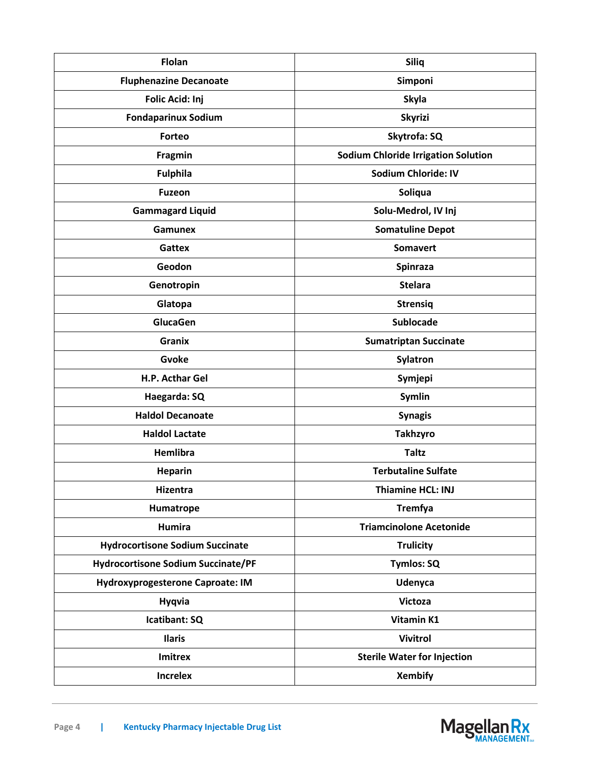| | |
|---|---|
| Flolan | Siliq |
| Fluphenazine Decanoate | Simponi |
| Folic Acid: Inj | Skyla |
| Fondaparinux Sodium | Skyrizi |
| Forteo | Skytrofa: SQ |
| Fragmin | Sodium Chloride Irrigation Solution |
| Fulphila | Sodium Chloride: IV |
| Fuzeon | Soliqua |
| Gammagard Liquid | Solu-Medrol, IV Inj |
| Gamunex | Somatuline Depot |
| Gattex | Somavert |
| Geodon | Spinraza |
| Genotropin | Stelara |
| Glatopa | Strensiq |
| GlucaGen | Sublocade |
| Granix | Sumatriptan Succinate |
| Gvoke | Sylatron |
| H.P. Acthar Gel | Symjepi |
| Haegarda: SQ | Symlin |
| Haldol Decanoate | Synagis |
| Haldol Lactate | Takhzyro |
| Hemlibra | Taltz |
| Heparin | Terbutaline Sulfate |
| Hizentra | Thiamine HCL: INJ |
| Humatrope | Tremfya |
| Humira | Triamcinolone Acetonide |
| Hydrocortisone Sodium Succinate | Trulicity |
| Hydrocortisone Sodium Succinate/PF | Tymlos: SQ |
| Hydroxyprogesterone Caproate: IM | Udenyca |
| Hyqvia | Victoza |
| Icatibant: SQ | Vitamin K1 |
| Ilaris | Vivitrol |
| Imitrex | Sterile Water for Injection |
| Increlex | Xembify |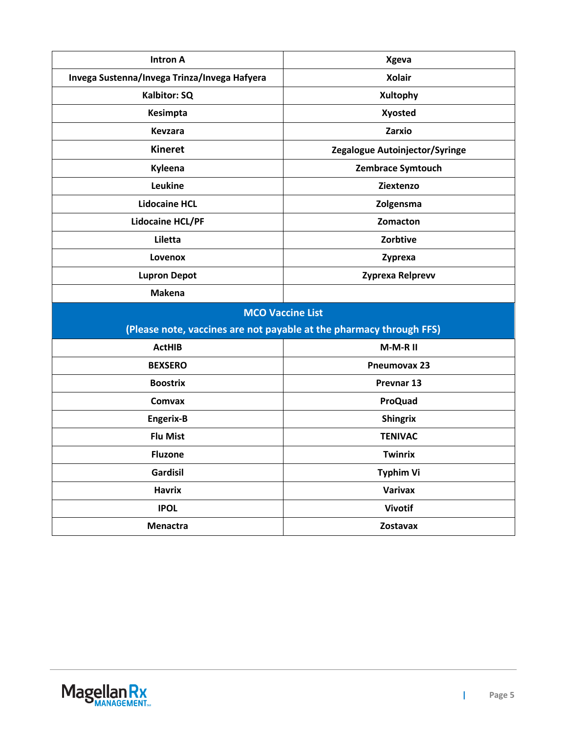| | |
|---|---|
| Intron A | Xgeva |
| Invega Sustenna/Invega Trinza/Invega Hafyera | Xolair |
| Kalbitor: SQ | Xultophy |
| Kesimpta | Xyosted |
| Kevzara | Zarxio |
| Kineret | Zegalogue Autoinjector/Syringe |
| Kyleena | Zembrace Symtouch |
| Leukine | Ziextenzo |
| Lidocaine HCL | Zolgensma |
| Lidocaine HCL/PF | Zomacton |
| Liletta | Zorbtive |
| Lovenox | Zyprexa |
| Lupron Depot | Zyprexa Relprevv |
| Makena | |

**MCO Vaccine List**

**(Please note, vaccines are not payable at the pharmacy through FFS)**

| | |
|---|---|
| ActHIB | M-M-R II |
| BEXSERO | Pneumovax 23 |
| Boostrix | Prevnar 13 |
| Comvax | ProQuad |
| Engerix-B | Shingrix |
| Flu Mist | TENIVAC |
| Fluzone | Twinrix |
| Gardisil | Typhim Vi |
| Havrix | Varivax |
| IPOL | Vivotif |
| Menactra | Zostavax |